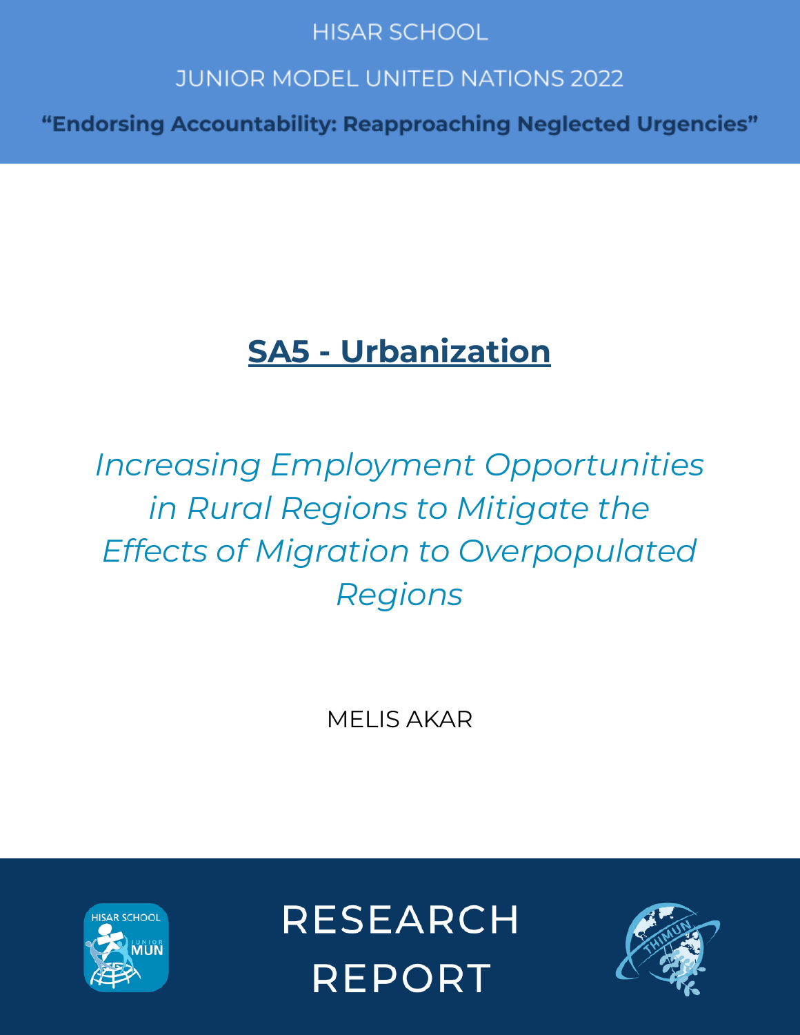HISAR SCHOOL

JUNIOR MODEL UNITED NATIONS 2022

**“Endorsing Accountability: Reapproaching Neglected Urgencies”**

# SA5 - Urbanization

*Increasing Employment Opportunities in Rural Regions to Mitigate the Effects of Migration to Overpopulated Regions*

MELIS AKAR

RESEARCH REPORT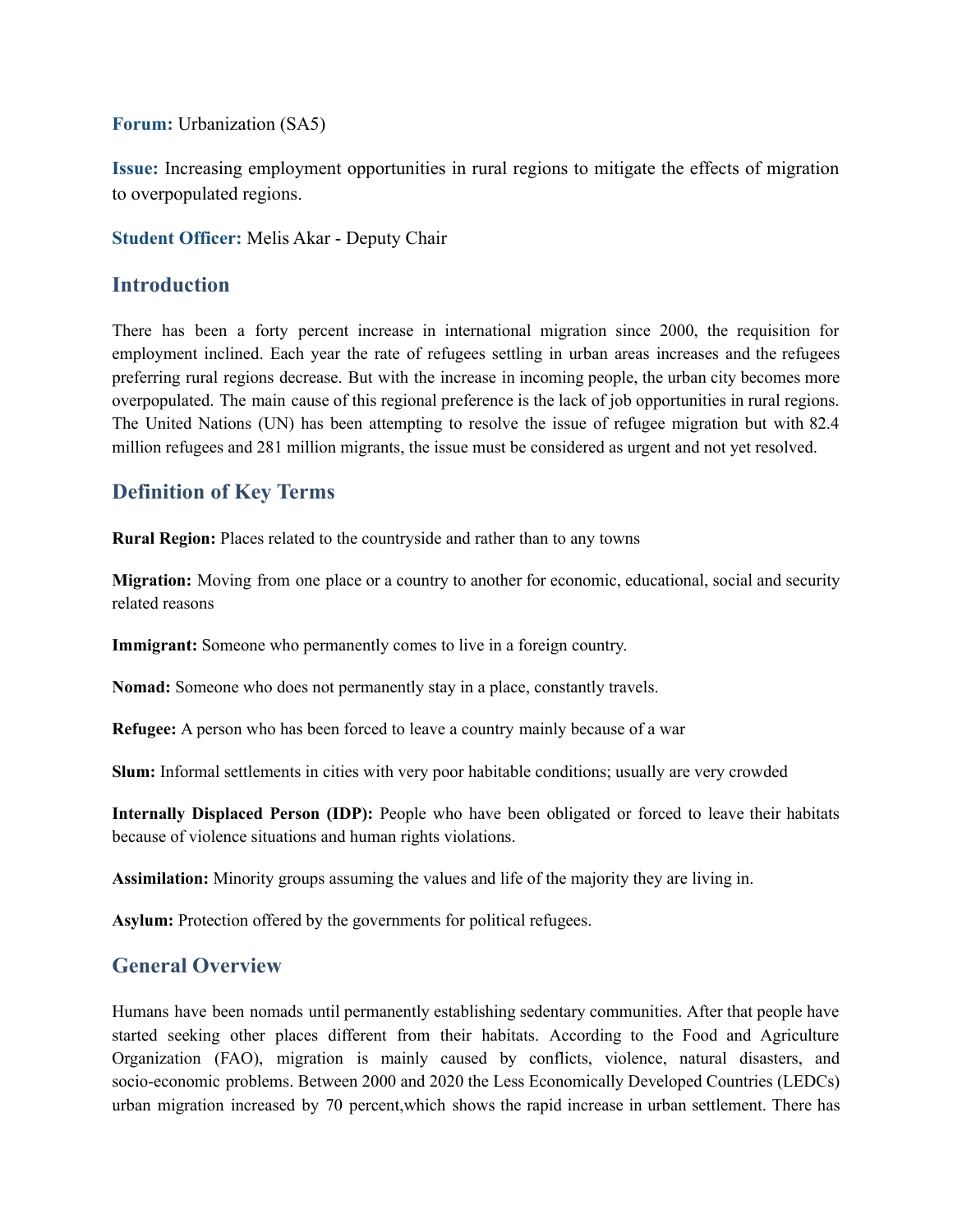**Forum:** Urbanization (SA5)

**Issue:** Increasing employment opportunities in rural regions to mitigate the effects of migration to overpopulated regions.

**Student Officer:** Melis Akar - Deputy Chair

## Introduction

There has been a forty percent increase in international migration since 2000, the requisition for employment inclined. Each year the rate of refugees settling in urban areas increases and the refugees preferring rural regions decrease. But with the increase in incoming people, the urban city becomes more overpopulated. The main cause of this regional preference is the lack of job opportunities in rural regions. The United Nations (UN) has been attempting to resolve the issue of refugee migration but with 82.4 million refugees and 281 million migrants, the issue must be considered as urgent and not yet resolved.

## Definition of Key Terms

**Rural Region:** Places related to the countryside and rather than to any towns

**Migration:** Moving from one place or a country to another for economic, educational, social and security related reasons

**Immigrant:** Someone who permanently comes to live in a foreign country.

**Nomad:** Someone who does not permanently stay in a place, constantly travels.

**Refugee:** A person who has been forced to leave a country mainly because of a war

**Slum:** Informal settlements in cities with very poor habitable conditions; usually are very crowded

**Internally Displaced Person (IDP):** People who have been obligated or forced to leave their habitats because of violence situations and human rights violations.

**Assimilation:** Minority groups assuming the values and life of the majority they are living in.

**Asylum:** Protection offered by the governments for political refugees.

## General Overview

Humans have been nomads until permanently establishing sedentary communities. After that people have started seeking other places different from their habitats. According to the Food and Agriculture Organization (FAO), migration is mainly caused by conflicts, violence, natural disasters, and socio-economic problems. Between 2000 and 2020 the Less Economically Developed Countries (LEDCs) urban migration increased by 70 percent,which shows the rapid increase in urban settlement. There has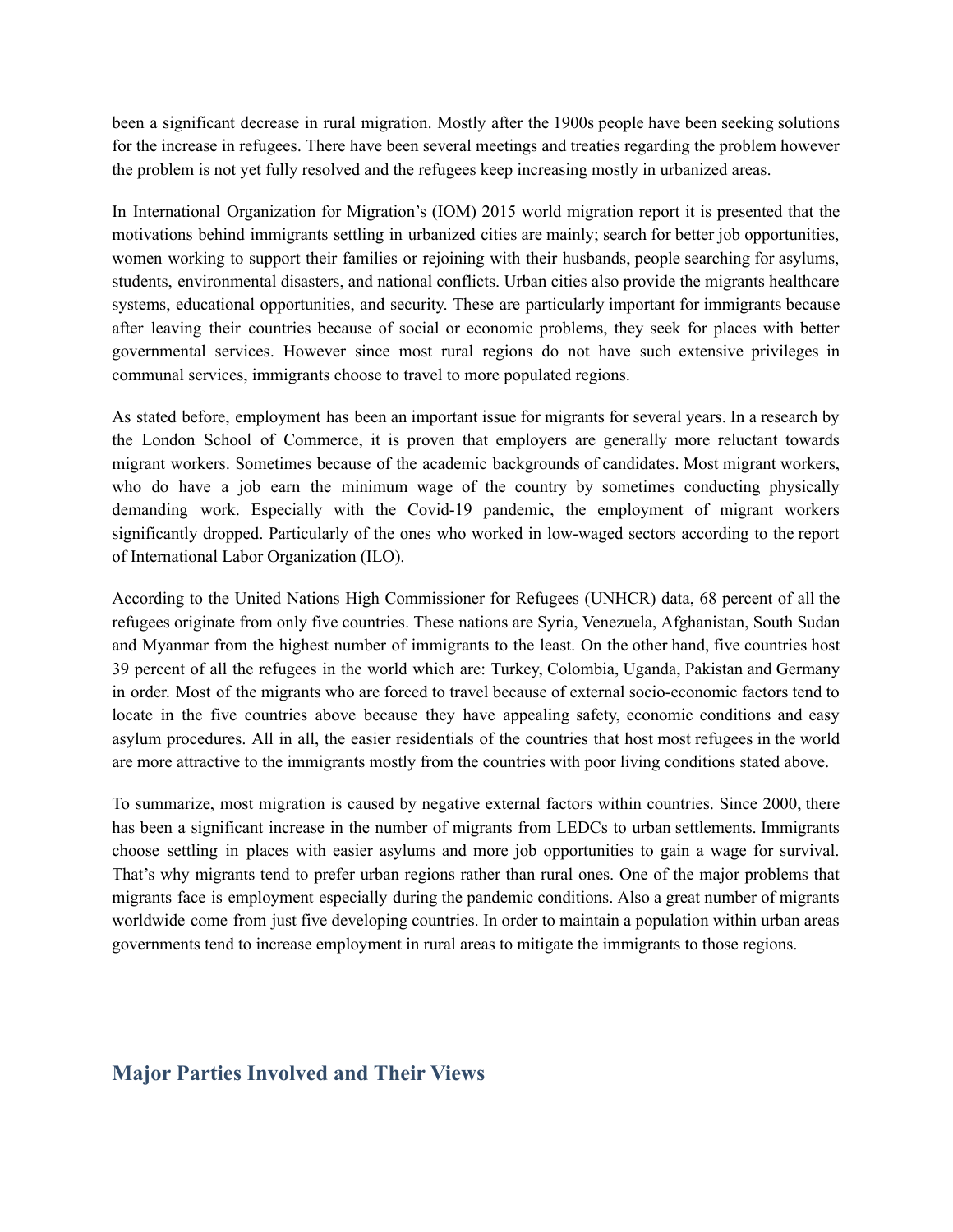been a significant decrease in rural migration. Mostly after the 1900s people have been seeking solutions for the increase in refugees. There have been several meetings and treaties regarding the problem however the problem is not yet fully resolved and the refugees keep increasing mostly in urbanized areas.

In International Organization for Migration's (IOM) 2015 world migration report it is presented that the motivations behind immigrants settling in urbanized cities are mainly; search for better job opportunities, women working to support their families or rejoining with their husbands, people searching for asylums, students, environmental disasters, and national conflicts. Urban cities also provide the migrants healthcare systems, educational opportunities, and security. These are particularly important for immigrants because after leaving their countries because of social or economic problems, they seek for places with better governmental services. However since most rural regions do not have such extensive privileges in communal services, immigrants choose to travel to more populated regions.

As stated before, employment has been an important issue for migrants for several years. In a research by the London School of Commerce, it is proven that employers are generally more reluctant towards migrant workers. Sometimes because of the academic backgrounds of candidates. Most migrant workers, who do have a job earn the minimum wage of the country by sometimes conducting physically demanding work. Especially with the Covid-19 pandemic, the employment of migrant workers significantly dropped. Particularly of the ones who worked in low-waged sectors according to the report of International Labor Organization (ILO).

According to the United Nations High Commissioner for Refugees (UNHCR) data, 68 percent of all the refugees originate from only five countries. These nations are Syria, Venezuela, Afghanistan, South Sudan and Myanmar from the highest number of immigrants to the least. On the other hand, five countries host 39 percent of all the refugees in the world which are: Turkey, Colombia, Uganda, Pakistan and Germany in order. Most of the migrants who are forced to travel because of external socio-economic factors tend to locate in the five countries above because they have appealing safety, economic conditions and easy asylum procedures. All in all, the easier residentials of the countries that host most refugees in the world are more attractive to the immigrants mostly from the countries with poor living conditions stated above.

To summarize, most migration is caused by negative external factors within countries. Since 2000, there has been a significant increase in the number of migrants from LEDCs to urban settlements. Immigrants choose settling in places with easier asylums and more job opportunities to gain a wage for survival. That's why migrants tend to prefer urban regions rather than rural ones. One of the major problems that migrants face is employment especially during the pandemic conditions. Also a great number of migrants worldwide come from just five developing countries. In order to maintain a population within urban areas governments tend to increase employment in rural areas to mitigate the immigrants to those regions.

## Major Parties Involved and Their Views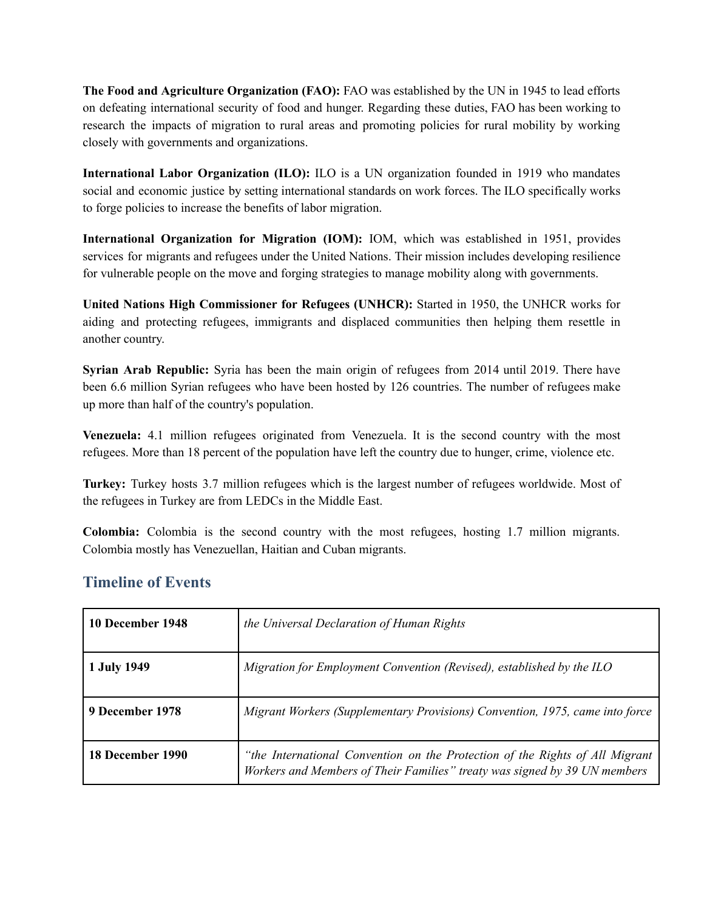**The Food and Agriculture Organization (FAO):** FAO was established by the UN in 1945 to lead efforts on defeating international security of food and hunger. Regarding these duties, FAO has been working to research the impacts of migration to rural areas and promoting policies for rural mobility by working closely with governments and organizations.

**International Labor Organization (ILO):** ILO is a UN organization founded in 1919 who mandates social and economic justice by setting international standards on work forces. The ILO specifically works to forge policies to increase the benefits of labor migration.

**International Organization for Migration (IOM):** IOM, which was established in 1951, provides services for migrants and refugees under the United Nations. Their mission includes developing resilience for vulnerable people on the move and forging strategies to manage mobility along with governments.

**United Nations High Commissioner for Refugees (UNHCR):** Started in 1950, the UNHCR works for aiding and protecting refugees, immigrants and displaced communities then helping them resettle in another country.

**Syrian Arab Republic:** Syria has been the main origin of refugees from 2014 until 2019. There have been 6.6 million Syrian refugees who have been hosted by 126 countries. The number of refugees make up more than half of the country's population.

**Venezuela:** 4.1 million refugees originated from Venezuela. It is the second country with the most refugees. More than 18 percent of the population have left the country due to hunger, crime, violence etc.

**Turkey:** Turkey hosts 3.7 million refugees which is the largest number of refugees worldwide. Most of the refugees in Turkey are from LEDCs in the Middle East.

**Colombia:** Colombia is the second country with the most refugees, hosting 1.7 million migrants. Colombia mostly has Venezuellan, Haitian and Cuban migrants.

## Timeline of Events

| Date | Event |
| --- | --- |
| **10 December 1948** | *the Universal Declaration of Human Rights* |
| **1 July 1949** | *Migration for Employment Convention (Revised), established by the ILO* |
| **9 December 1978** | *Migrant Workers (Supplementary Provisions) Convention, 1975, came into force* |
| **18 December 1990** | *"the International Convention on the Protection of the Rights of All Migrant Workers and Members of Their Families" treaty was signed by 39 UN members* |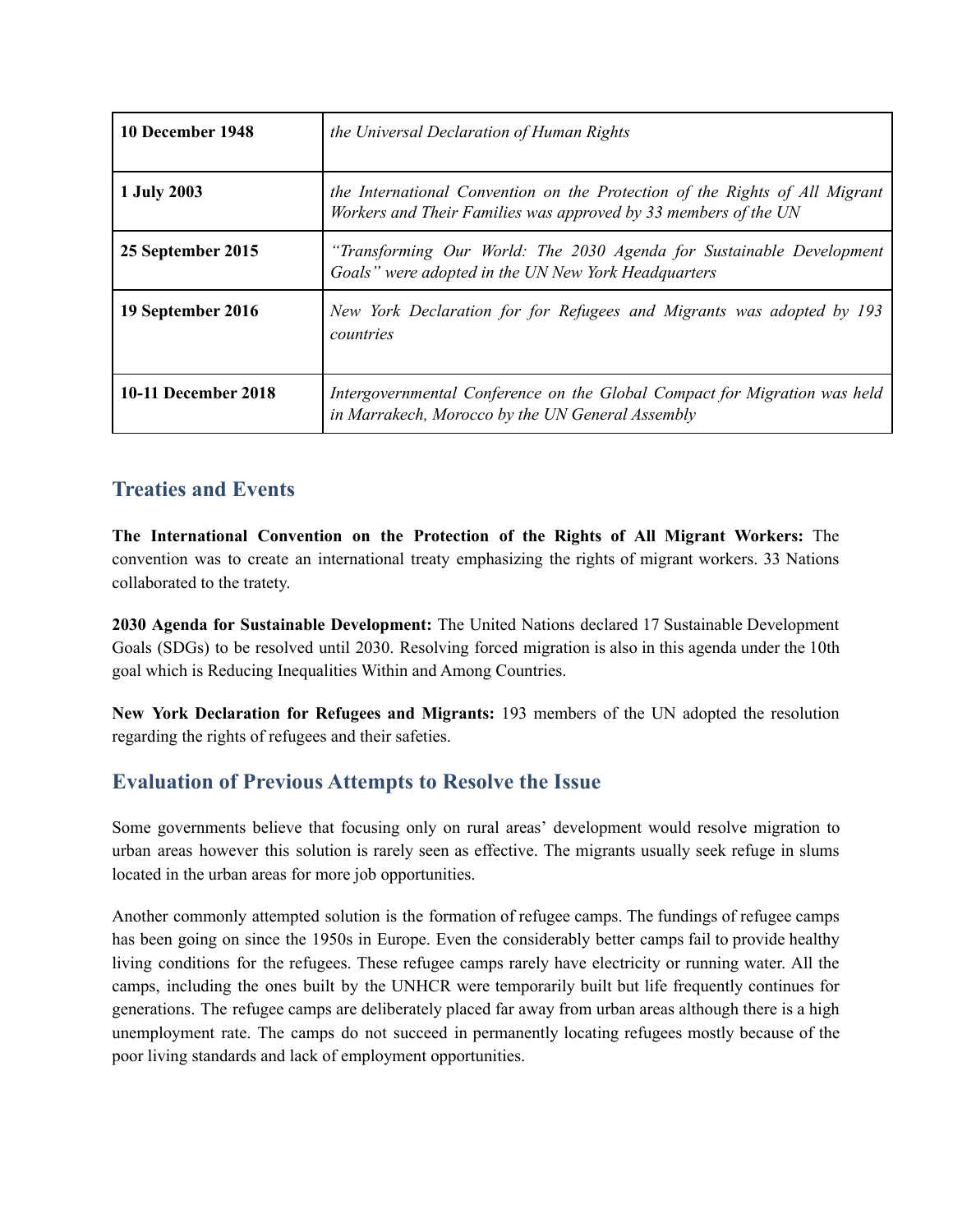| 10 December 1948 | *the Universal Declaration of Human Rights* |
|---|---|
| 1 July 2003 | *the International Convention on the Protection of the Rights of All Migrant Workers and Their Families was approved by 33 members of the UN* |
| 25 September 2015 | *"Transforming Our World: The 2030 Agenda for Sustainable Development Goals" were adopted in the UN New York Headquarters* |
| 19 September 2016 | *New York Declaration for for Refugees and Migrants was adopted by 193 countries* |
| 10-11 December 2018 | *Intergovernmental Conference on the Global Compact for Migration was held in Marrakech, Morocco by the UN General Assembly* |

## Treaties and Events

**The International Convention on the Protection of the Rights of All Migrant Workers:** The convention was to create an international treaty emphasizing the rights of migrant workers. 33 Nations collaborated to the tratety.

**2030 Agenda for Sustainable Development:** The United Nations declared 17 Sustainable Development Goals (SDGs) to be resolved until 2030. Resolving forced migration is also in this agenda under the 10th goal which is Reducing Inequalities Within and Among Countries.

**New York Declaration for Refugees and Migrants:** 193 members of the UN adopted the resolution regarding the rights of refugees and their safeties.

## Evaluation of Previous Attempts to Resolve the Issue

Some governments believe that focusing only on rural areas' development would resolve migration to urban areas however this solution is rarely seen as effective. The migrants usually seek refuge in slums located in the urban areas for more job opportunities.

Another commonly attempted solution is the formation of refugee camps. The fundings of refugee camps has been going on since the 1950s in Europe. Even the considerably better camps fail to provide healthy living conditions for the refugees. These refugee camps rarely have electricity or running water. All the camps, including the ones built by the UNHCR were temporarily built but life frequently continues for generations. The refugee camps are deliberately placed far away from urban areas although there is a high unemployment rate. The camps do not succeed in permanently locating refugees mostly because of the poor living standards and lack of employment opportunities.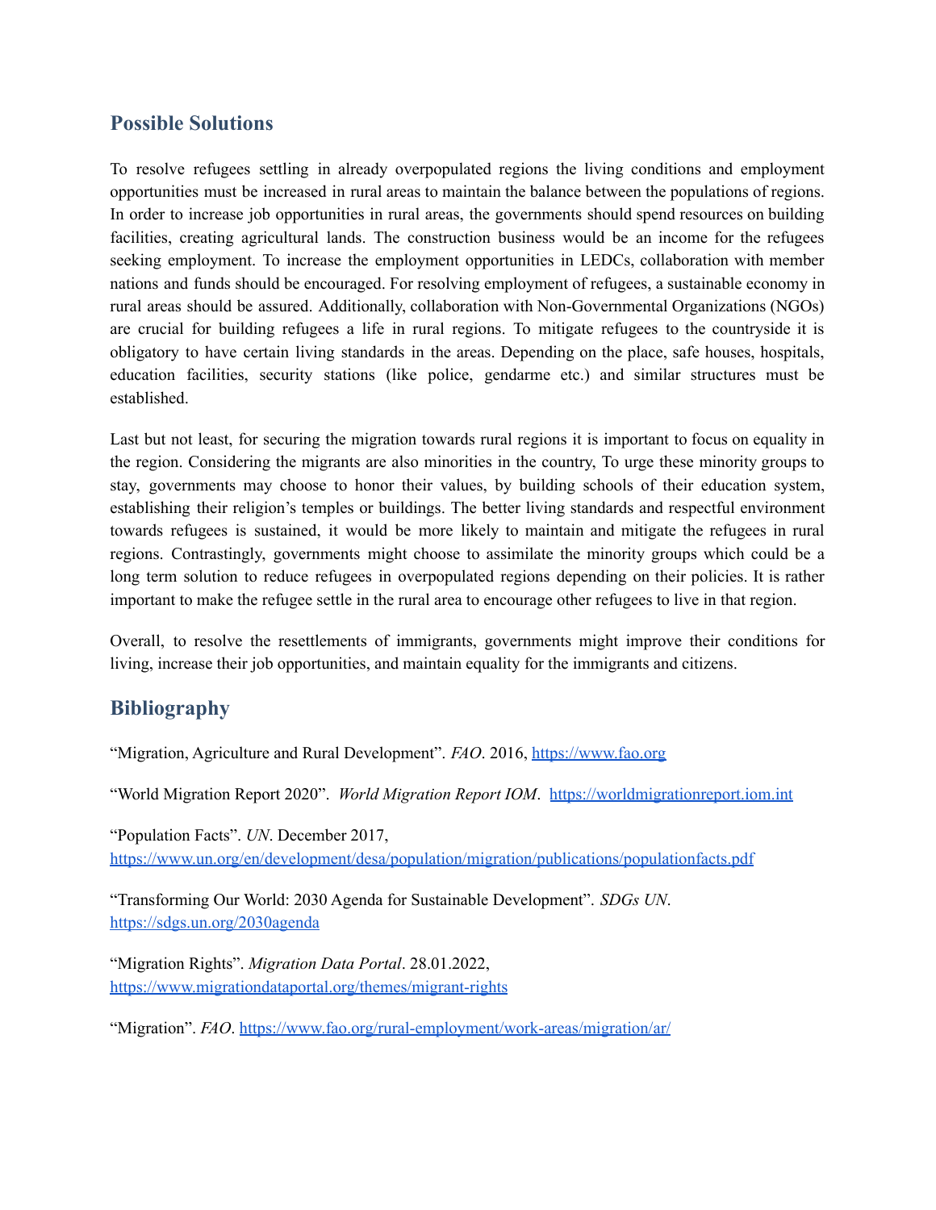## Possible Solutions

To resolve refugees settling in already overpopulated regions the living conditions and employment opportunities must be increased in rural areas to maintain the balance between the populations of regions. In order to increase job opportunities in rural areas, the governments should spend resources on building facilities, creating agricultural lands. The construction business would be an income for the refugees seeking employment. To increase the employment opportunities in LEDCs, collaboration with member nations and funds should be encouraged. For resolving employment of refugees, a sustainable economy in rural areas should be assured. Additionally, collaboration with Non-Governmental Organizations (NGOs) are crucial for building refugees a life in rural regions. To mitigate refugees to the countryside it is obligatory to have certain living standards in the areas. Depending on the place, safe houses, hospitals, education facilities, security stations (like police, gendarme etc.) and similar structures must be established.

Last but not least, for securing the migration towards rural regions it is important to focus on equality in the region. Considering the migrants are also minorities in the country, To urge these minority groups to stay, governments may choose to honor their values, by building schools of their education system, establishing their religion's temples or buildings. The better living standards and respectful environment towards refugees is sustained, it would be more likely to maintain and mitigate the refugees in rural regions. Contrastingly, governments might choose to assimilate the minority groups which could be a long term solution to reduce refugees in overpopulated regions depending on their policies. It is rather important to make the refugee settle in the rural area to encourage other refugees to live in that region.

Overall, to resolve the resettlements of immigrants, governments might improve their conditions for living, increase their job opportunities, and maintain equality for the immigrants and citizens.

## Bibliography

"Migration, Agriculture and Rural Development". *FAO*. 2016, https://www.fao.org

"World Migration Report 2020". *World Migration Report IOM*. https://worldmigrationreport.iom.int

"Population Facts". *UN*. December 2017, https://www.un.org/en/development/desa/population/migration/publications/populationfacts.pdf

"Transforming Our World: 2030 Agenda for Sustainable Development". *SDGs UN*. https://sdgs.un.org/2030agenda

"Migration Rights". *Migration Data Portal*. 28.01.2022, https://www.migrationdataportal.org/themes/migrant-rights

"Migration". *FAO*. https://www.fao.org/rural-employment/work-areas/migration/ar/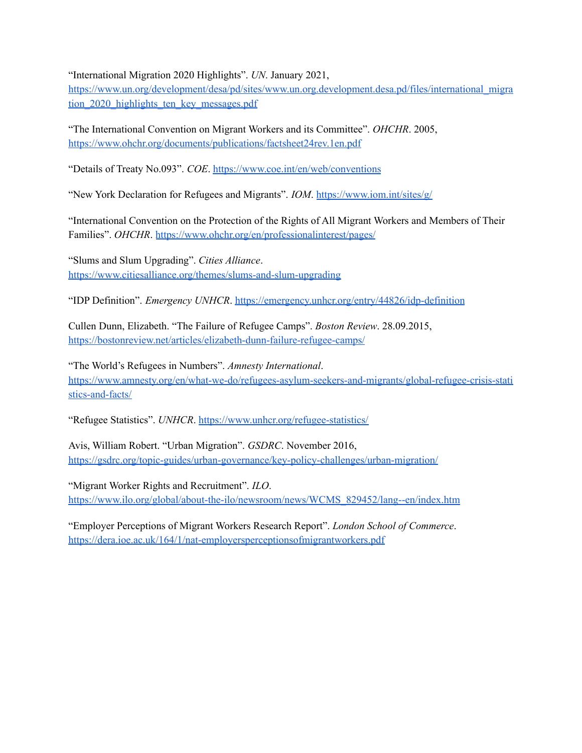"International Migration 2020 Highlights". *UN*. January 2021, https://www.un.org/development/desa/pd/sites/www.un.org.development.desa.pd/files/international_migration_2020_highlights_ten_key_messages.pdf

"The International Convention on Migrant Workers and its Committee". *OHCHR*. 2005, https://www.ohchr.org/documents/publications/factsheet24rev.1en.pdf

"Details of Treaty No.093". *COE*. https://www.coe.int/en/web/conventions

"New York Declaration for Refugees and Migrants". *IOM*. https://www.iom.int/sites/g/

"International Convention on the Protection of the Rights of All Migrant Workers and Members of Their Families". *OHCHR*. https://www.ohchr.org/en/professionalinterest/pages/

"Slums and Slum Upgrading". *Cities Alliance*. https://www.citiesalliance.org/themes/slums-and-slum-upgrading

"IDP Definition". *Emergency UNHCR*. https://emergency.unhcr.org/entry/44826/idp-definition

Cullen Dunn, Elizabeth. "The Failure of Refugee Camps". *Boston Review*. 28.09.2015, https://bostonreview.net/articles/elizabeth-dunn-failure-refugee-camps/

"The World's Refugees in Numbers". *Amnesty International*. https://www.amnesty.org/en/what-we-do/refugees-asylum-seekers-and-migrants/global-refugee-crisis-statistics-and-facts/

"Refugee Statistics". *UNHCR*. https://www.unhcr.org/refugee-statistics/

Avis, William Robert. "Urban Migration". *GSDRC*. November 2016, https://gsdrc.org/topic-guides/urban-governance/key-policy-challenges/urban-migration/

"Migrant Worker Rights and Recruitment". *ILO*. https://www.ilo.org/global/about-the-ilo/newsroom/news/WCMS_829452/lang--en/index.htm

"Employer Perceptions of Migrant Workers Research Report". *London School of Commerce*. https://dera.ioe.ac.uk/164/1/nat-employersperceptionsofmigrantworkers.pdf